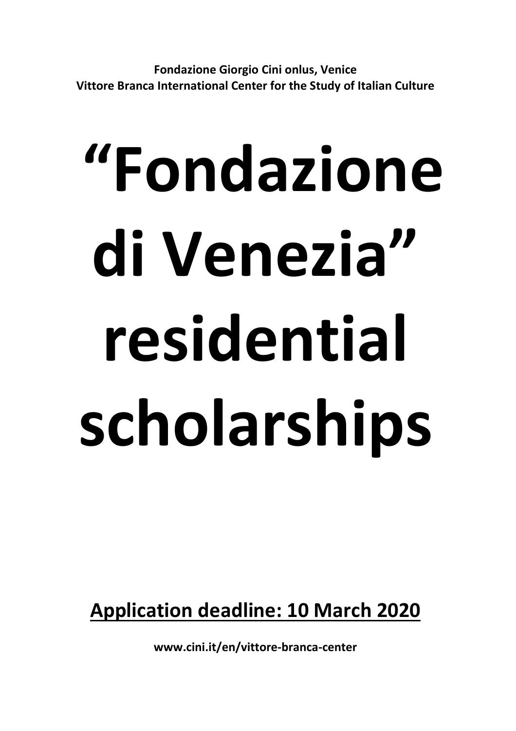**Fondazione Giorgio Cini onlus, Venice**
**Vittore Branca International Center for the Study of Italian Culture**

# "Fondazione di Venezia" residential scholarships

**<u>Application deadline: 10 March 2020</u>**

**www.cini.it/en/vittore-branca-center**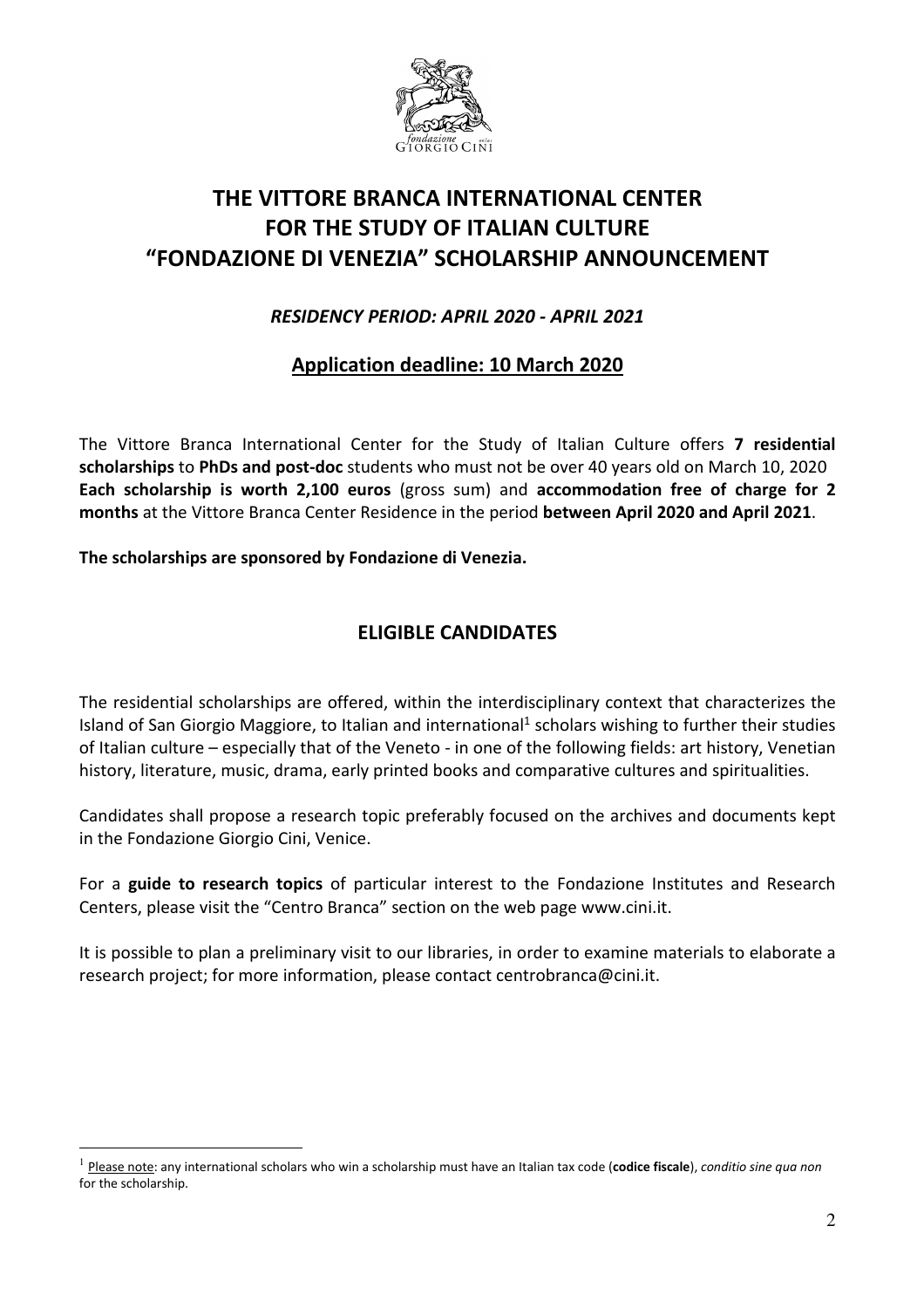# THE VITTORE BRANCA INTERNATIONAL CENTER FOR THE STUDY OF ITALIAN CULTURE "FONDAZIONE DI VENEZIA" SCHOLARSHIP ANNOUNCEMENT

### *RESIDENCY PERIOD: APRIL 2020 - APRIL 2021*

## Application deadline: 10 March 2020

The Vittore Branca International Center for the Study of Italian Culture offers **7 residential scholarships** to **PhDs and post-doc** students who must not be over 40 years old on March 10, 2020 **Each scholarship is worth 2,100 euros** (gross sum) and **accommodation free of charge for 2 months** at the Vittore Branca Center Residence in the period **between April 2020 and April 2021**.

**The scholarships are sponsored by Fondazione di Venezia.**

## ELIGIBLE CANDIDATES

The residential scholarships are offered, within the interdisciplinary context that characterizes the Island of San Giorgio Maggiore, to Italian and international[1] scholars wishing to further their studies of Italian culture – especially that of the Veneto - in one of the following fields: art history, Venetian history, literature, music, drama, early printed books and comparative cultures and spiritualities.

Candidates shall propose a research topic preferably focused on the archives and documents kept in the Fondazione Giorgio Cini, Venice.

For a **guide to research topics** of particular interest to the Fondazione Institutes and Research Centers, please visit the "Centro Branca" section on the web page www.cini.it.

It is possible to plan a preliminary visit to our libraries, in order to examine materials to elaborate a research project; for more information, please contact centrobranca@cini.it.

---

[1] Please note: any international scholars who win a scholarship must have an Italian tax code (**codice fiscale**), *conditio sine qua non* for the scholarship.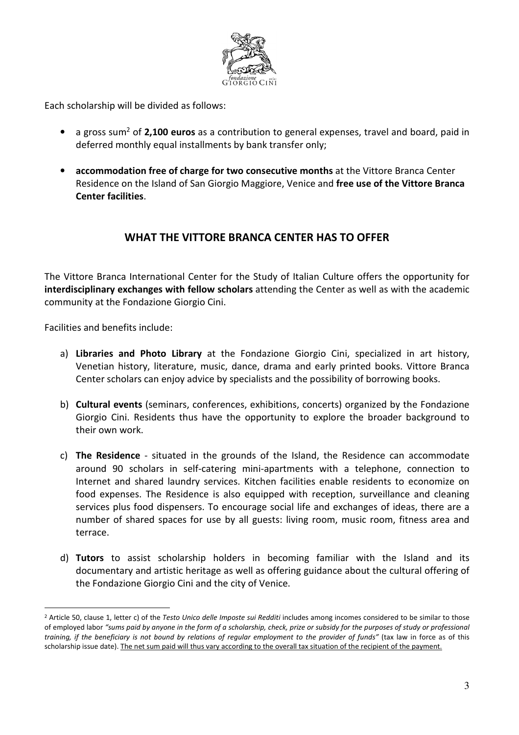Each scholarship will be divided as follows:

- a gross sum[2] of **2,100 euros** as a contribution to general expenses, travel and board, paid in deferred monthly equal installments by bank transfer only;
- **accommodation free of charge for two consecutive months** at the Vittore Branca Center Residence on the Island of San Giorgio Maggiore, Venice and **free use of the Vittore Branca Center facilities**.

## WHAT THE VITTORE BRANCA CENTER HAS TO OFFER

The Vittore Branca International Center for the Study of Italian Culture offers the opportunity for **interdisciplinary exchanges with fellow scholars** attending the Center as well as with the academic community at the Fondazione Giorgio Cini.

Facilities and benefits include:

a) **Libraries and Photo Library** at the Fondazione Giorgio Cini, specialized in art history, Venetian history, literature, music, dance, drama and early printed books. Vittore Branca Center scholars can enjoy advice by specialists and the possibility of borrowing books.

b) **Cultural events** (seminars, conferences, exhibitions, concerts) organized by the Fondazione Giorgio Cini. Residents thus have the opportunity to explore the broader background to their own work.

c) **The Residence** - situated in the grounds of the Island, the Residence can accommodate around 90 scholars in self-catering mini-apartments with a telephone, connection to Internet and shared laundry services. Kitchen facilities enable residents to economize on food expenses. The Residence is also equipped with reception, surveillance and cleaning services plus food dispensers. To encourage social life and exchanges of ideas, there are a number of shared spaces for use by all guests: living room, music room, fitness area and terrace.

d) **Tutors** to assist scholarship holders in becoming familiar with the Island and its documentary and artistic heritage as well as offering guidance about the cultural offering of the Fondazione Giorgio Cini and the city of Venice.

---

[2] Article 50, clause 1, letter c) of the *Testo Unico delle Imposte sui Redditi* includes among incomes considered to be similar to those of employed labor *"sums paid by anyone in the form of a scholarship, check, prize or subsidy for the purposes of study or professional training, if the beneficiary is not bound by relations of regular employment to the provider of funds"* (tax law in force as of this scholarship issue date). The net sum paid will thus vary according to the overall tax situation of the recipient of the payment.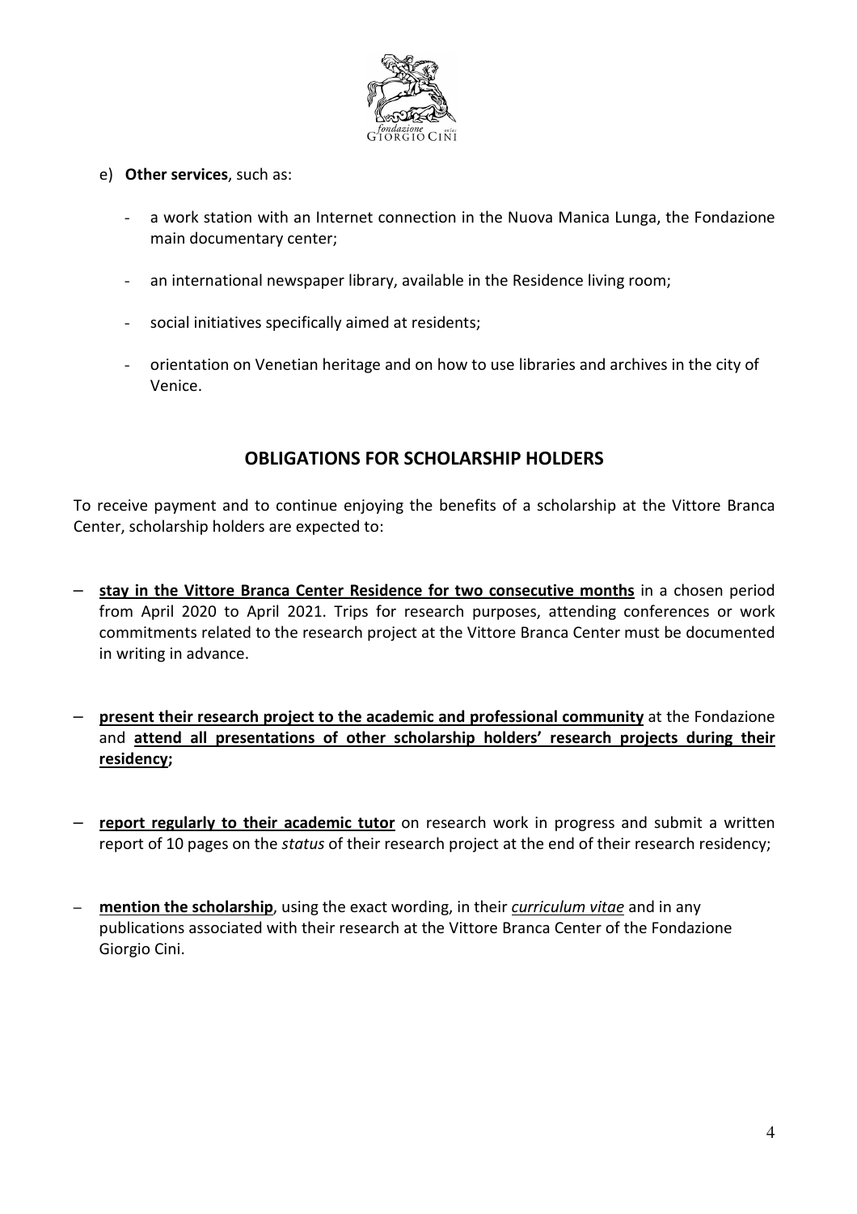e) **Other services**, such as:

- a work station with an Internet connection in the Nuova Manica Lunga, the Fondazione main documentary center;
- an international newspaper library, available in the Residence living room;
- social initiatives specifically aimed at residents;
- orientation on Venetian heritage and on how to use libraries and archives in the city of Venice.

## OBLIGATIONS FOR SCHOLARSHIP HOLDERS

To receive payment and to continue enjoying the benefits of a scholarship at the Vittore Branca Center, scholarship holders are expected to:

– **stay in the Vittore Branca Center Residence for two consecutive months** in a chosen period from April 2020 to April 2021. Trips for research purposes, attending conferences or work commitments related to the research project at the Vittore Branca Center must be documented in writing in advance.

– **present their research project to the academic and professional community** at the Fondazione and **attend all presentations of other scholarship holders' research projects during their residency;**

– **report regularly to their academic tutor** on research work in progress and submit a written report of 10 pages on the *status* of their research project at the end of their research residency;

– **mention the scholarship**, using the exact wording, in their *curriculum vitae* and in any publications associated with their research at the Vittore Branca Center of the Fondazione Giorgio Cini.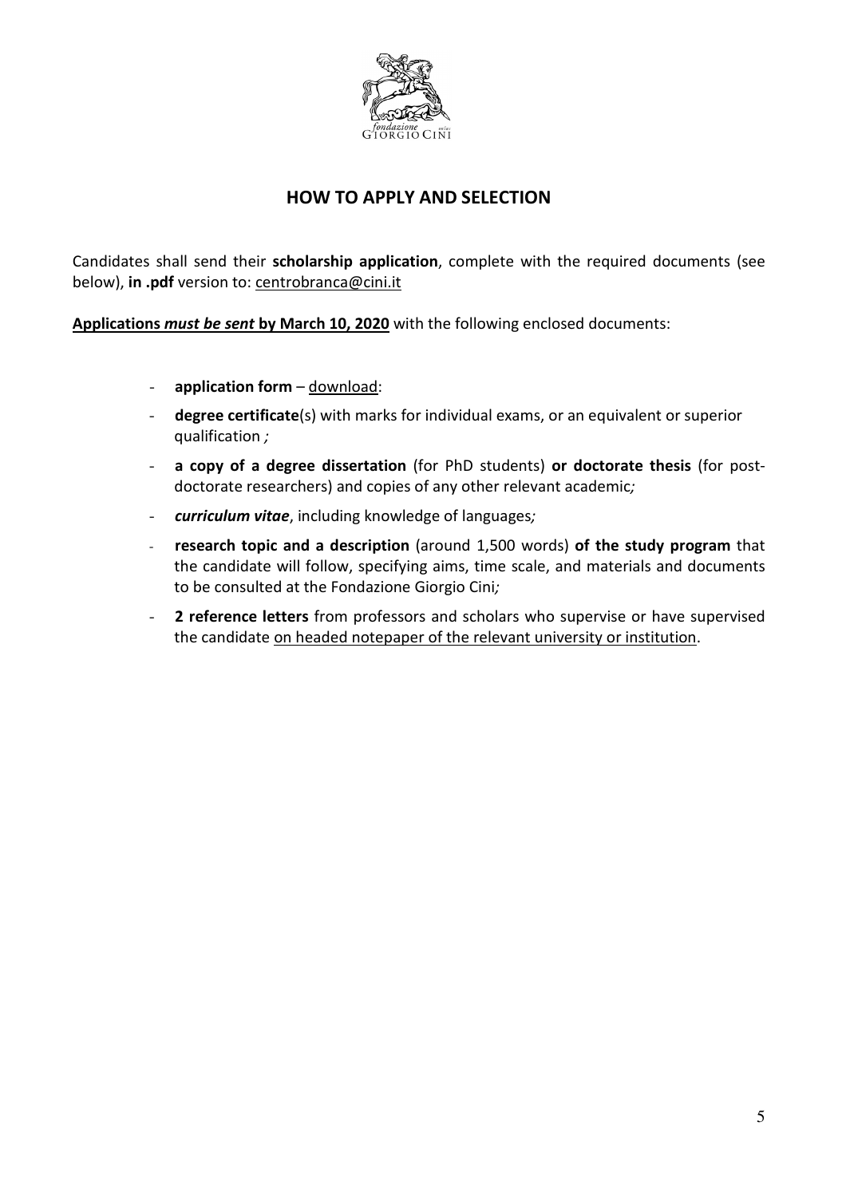## HOW TO APPLY AND SELECTION

Candidates shall send their **scholarship application**, complete with the required documents (see below), **in .pdf** version to: centrobranca@cini.it

**Applications *must be sent* by March 10, 2020** with the following enclosed documents:

- **application form** – download:
- **degree certificate**(s) with marks for individual exams, or an equivalent or superior qualification *;*
- **a copy of a degree dissertation** (for PhD students) **or doctorate thesis** (for post-doctorate researchers) and copies of any other relevant academic*;*
- ***curriculum vitae***, including knowledge of languages*;*
- **research topic and a description** (around 1,500 words) **of the study program** that the candidate will follow, specifying aims, time scale, and materials and documents to be consulted at the Fondazione Giorgio Cini*;*
- **2 reference letters** from professors and scholars who supervise or have supervised the candidate on headed notepaper of the relevant university or institution.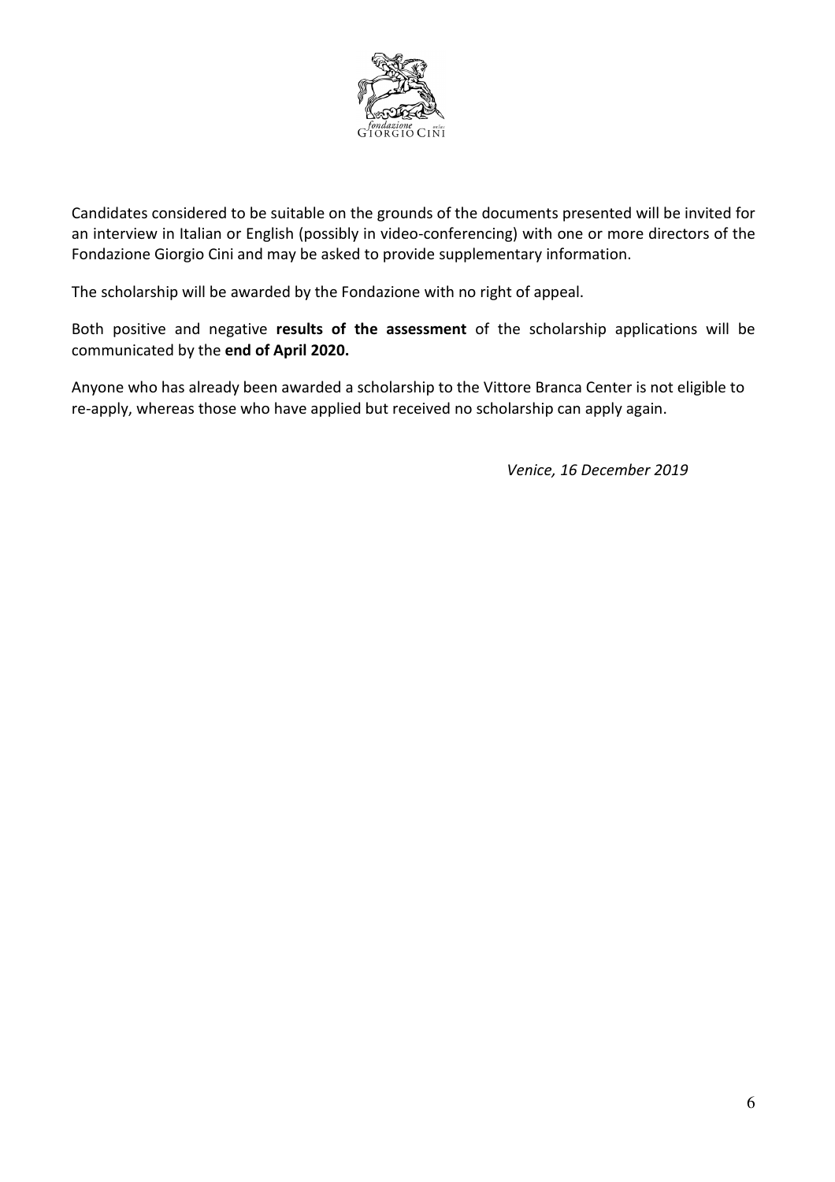Candidates considered to be suitable on the grounds of the documents presented will be invited for an interview in Italian or English (possibly in video-conferencing) with one or more directors of the Fondazione Giorgio Cini and may be asked to provide supplementary information.

The scholarship will be awarded by the Fondazione with no right of appeal.

Both positive and negative **results of the assessment** of the scholarship applications will be communicated by the **end of April 2020.**

Anyone who has already been awarded a scholarship to the Vittore Branca Center is not eligible to re-apply, whereas those who have applied but received no scholarship can apply again.

*Venice, 16 December 2019*